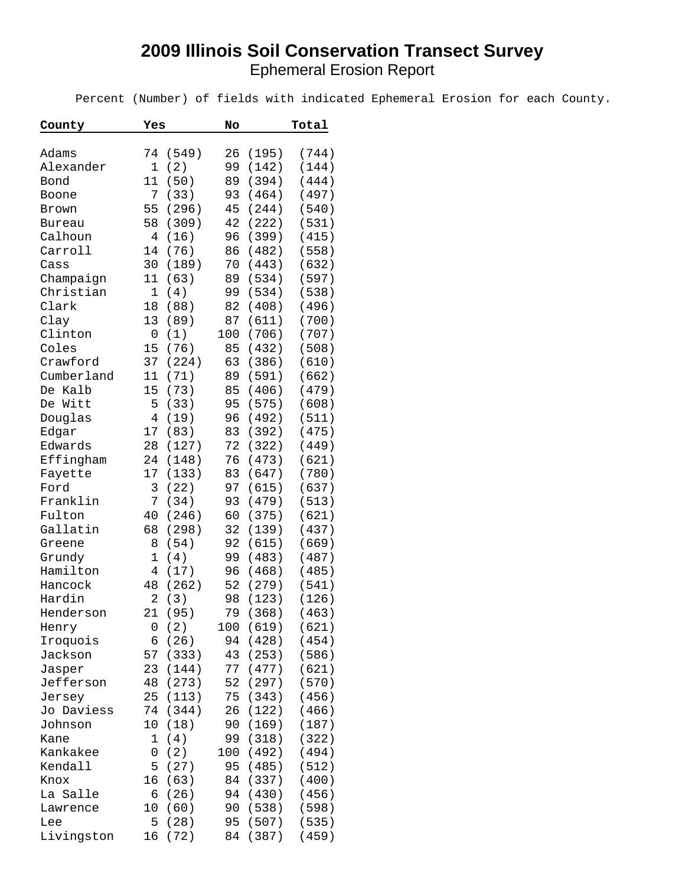# 2009 Illinois Soil Conservation Transect Survey

## Ephemeral Erosion Report

Percent (Number) of fields with indicated Ephemeral Erosion for each County.

| County | Yes | No | Total |
|---|---|---|---|
| Adams | 74 (549) | 26 (195) | (744) |
| Alexander | 1 (2) | 99 (142) | (144) |
| Bond | 11 (50) | 89 (394) | (444) |
| Boone | 7 (33) | 93 (464) | (497) |
| Brown | 55 (296) | 45 (244) | (540) |
| Bureau | 58 (309) | 42 (222) | (531) |
| Calhoun | 4 (16) | 96 (399) | (415) |
| Carroll | 14 (76) | 86 (482) | (558) |
| Cass | 30 (189) | 70 (443) | (632) |
| Champaign | 11 (63) | 89 (534) | (597) |
| Christian | 1 (4) | 99 (534) | (538) |
| Clark | 18 (88) | 82 (408) | (496) |
| Clay | 13 (89) | 87 (611) | (700) |
| Clinton | 0 (1) | 100 (706) | (707) |
| Coles | 15 (76) | 85 (432) | (508) |
| Crawford | 37 (224) | 63 (386) | (610) |
| Cumberland | 11 (71) | 89 (591) | (662) |
| De Kalb | 15 (73) | 85 (406) | (479) |
| De Witt | 5 (33) | 95 (575) | (608) |
| Douglas | 4 (19) | 96 (492) | (511) |
| Edgar | 17 (83) | 83 (392) | (475) |
| Edwards | 28 (127) | 72 (322) | (449) |
| Effingham | 24 (148) | 76 (473) | (621) |
| Fayette | 17 (133) | 83 (647) | (780) |
| Ford | 3 (22) | 97 (615) | (637) |
| Franklin | 7 (34) | 93 (479) | (513) |
| Fulton | 40 (246) | 60 (375) | (621) |
| Gallatin | 68 (298) | 32 (139) | (437) |
| Greene | 8 (54) | 92 (615) | (669) |
| Grundy | 1 (4) | 99 (483) | (487) |
| Hamilton | 4 (17) | 96 (468) | (485) |
| Hancock | 48 (262) | 52 (279) | (541) |
| Hardin | 2 (3) | 98 (123) | (126) |
| Henderson | 21 (95) | 79 (368) | (463) |
| Henry | 0 (2) | 100 (619) | (621) |
| Iroquois | 6 (26) | 94 (428) | (454) |
| Jackson | 57 (333) | 43 (253) | (586) |
| Jasper | 23 (144) | 77 (477) | (621) |
| Jefferson | 48 (273) | 52 (297) | (570) |
| Jersey | 25 (113) | 75 (343) | (456) |
| Jo Daviess | 74 (344) | 26 (122) | (466) |
| Johnson | 10 (18) | 90 (169) | (187) |
| Kane | 1 (4) | 99 (318) | (322) |
| Kankakee | 0 (2) | 100 (492) | (494) |
| Kendall | 5 (27) | 95 (485) | (512) |
| Knox | 16 (63) | 84 (337) | (400) |
| La Salle | 6 (26) | 94 (430) | (456) |
| Lawrence | 10 (60) | 90 (538) | (598) |
| Lee | 5 (28) | 95 (507) | (535) |
| Livingston | 16 (72) | 84 (387) | (459) |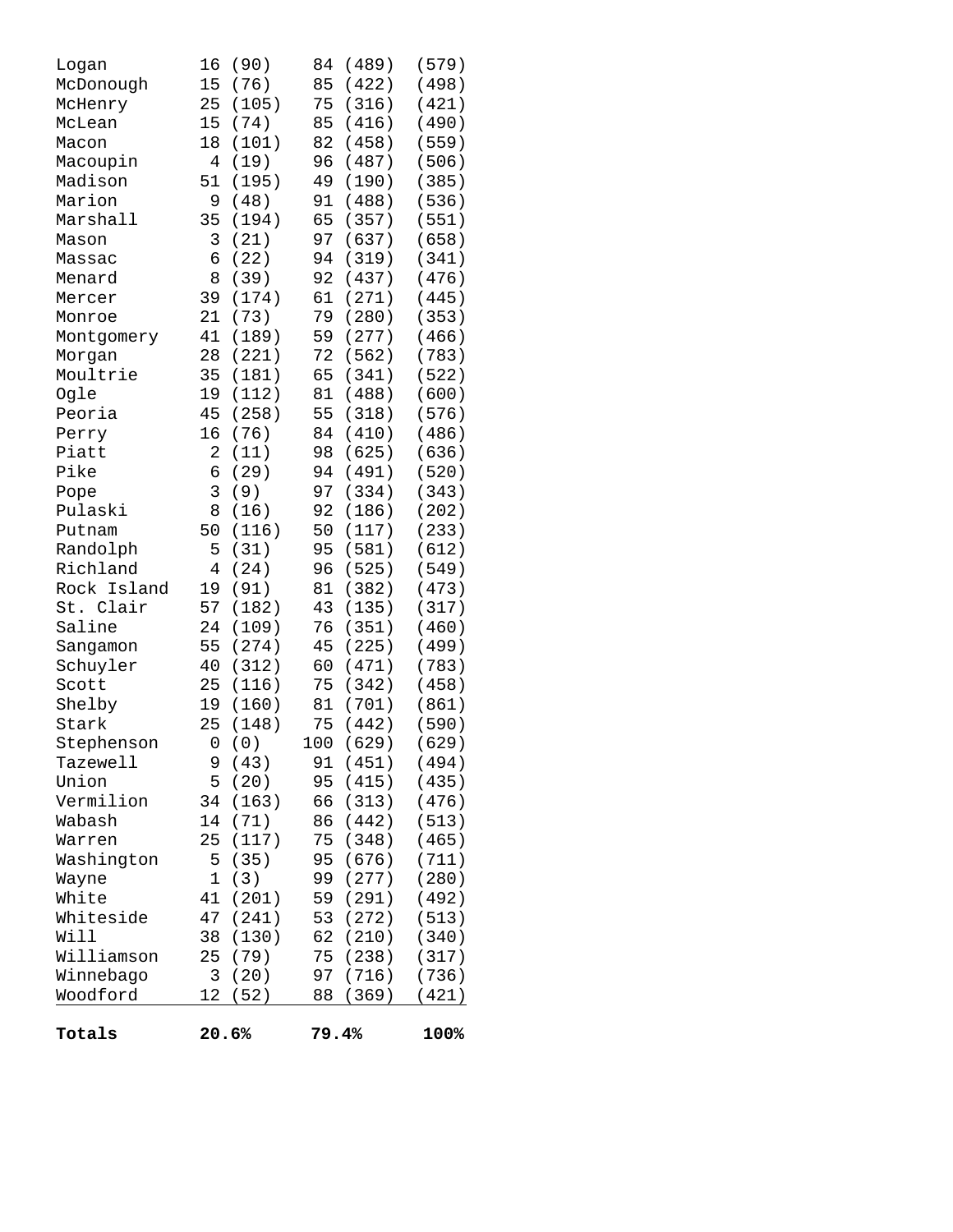| | | | | | |
|---|---|---|---|---|---|
| Logan | 16 | (90) | 84 | (489) | (579) |
| McDonough | 15 | (76) | 85 | (422) | (498) |
| McHenry | 25 | (105) | 75 | (316) | (421) |
| McLean | 15 | (74) | 85 | (416) | (490) |
| Macon | 18 | (101) | 82 | (458) | (559) |
| Macoupin | 4 | (19) | 96 | (487) | (506) |
| Madison | 51 | (195) | 49 | (190) | (385) |
| Marion | 9 | (48) | 91 | (488) | (536) |
| Marshall | 35 | (194) | 65 | (357) | (551) |
| Mason | 3 | (21) | 97 | (637) | (658) |
| Massac | 6 | (22) | 94 | (319) | (341) |
| Menard | 8 | (39) | 92 | (437) | (476) |
| Mercer | 39 | (174) | 61 | (271) | (445) |
| Monroe | 21 | (73) | 79 | (280) | (353) |
| Montgomery | 41 | (189) | 59 | (277) | (466) |
| Morgan | 28 | (221) | 72 | (562) | (783) |
| Moultrie | 35 | (181) | 65 | (341) | (522) |
| Ogle | 19 | (112) | 81 | (488) | (600) |
| Peoria | 45 | (258) | 55 | (318) | (576) |
| Perry | 16 | (76) | 84 | (410) | (486) |
| Piatt | 2 | (11) | 98 | (625) | (636) |
| Pike | 6 | (29) | 94 | (491) | (520) |
| Pope | 3 | (9) | 97 | (334) | (343) |
| Pulaski | 8 | (16) | 92 | (186) | (202) |
| Putnam | 50 | (116) | 50 | (117) | (233) |
| Randolph | 5 | (31) | 95 | (581) | (612) |
| Richland | 4 | (24) | 96 | (525) | (549) |
| Rock Island | 19 | (91) | 81 | (382) | (473) |
| St. Clair | 57 | (182) | 43 | (135) | (317) |
| Saline | 24 | (109) | 76 | (351) | (460) |
| Sangamon | 55 | (274) | 45 | (225) | (499) |
| Schuyler | 40 | (312) | 60 | (471) | (783) |
| Scott | 25 | (116) | 75 | (342) | (458) |
| Shelby | 19 | (160) | 81 | (701) | (861) |
| Stark | 25 | (148) | 75 | (442) | (590) |
| Stephenson | 0 | (0) | 100 | (629) | (629) |
| Tazewell | 9 | (43) | 91 | (451) | (494) |
| Union | 5 | (20) | 95 | (415) | (435) |
| Vermilion | 34 | (163) | 66 | (313) | (476) |
| Wabash | 14 | (71) | 86 | (442) | (513) |
| Warren | 25 | (117) | 75 | (348) | (465) |
| Washington | 5 | (35) | 95 | (676) | (711) |
| Wayne | 1 | (3) | 99 | (277) | (280) |
| White | 41 | (201) | 59 | (291) | (492) |
| Whiteside | 47 | (241) | 53 | (272) | (513) |
| Will | 38 | (130) | 62 | (210) | (340) |
| Williamson | 25 | (79) | 75 | (238) | (317) |
| Winnebago | 3 | (20) | 97 | (716) | (736) |
| Woodford | 12 | (52) | 88 | (369) | (421) |
| **Totals** | **20.6%** | | **79.4%** | | **100%** |